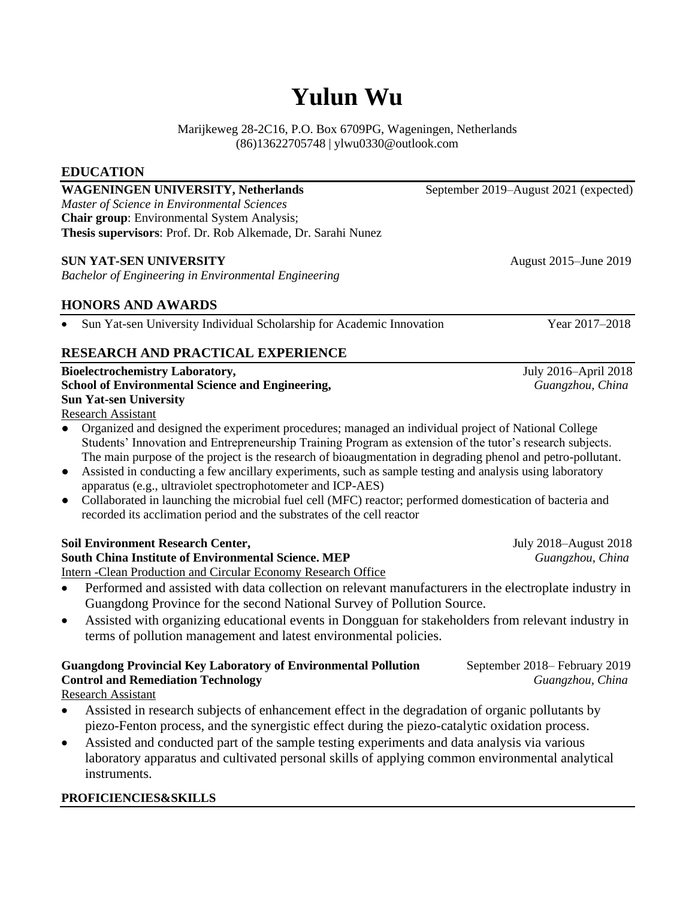# Yulun Wu

Marijkeweg 28-2C16, P.O. Box 6709PG, Wageningen, Netherlands
(86)13622705748 | ylwu0330@outlook.com

## EDUCATION

**WAGENINGEN UNIVERSITY, Netherlands** September 2019–August 2021 (expected)
*Master of Science in Environmental Sciences*
**Chair group**: Environmental System Analysis;
**Thesis supervisors**: Prof. Dr. Rob Alkemade, Dr. Sarahi Nunez

**SUN YAT-SEN UNIVERSITY** August 2015–June 2019
*Bachelor of Engineering in Environmental Engineering*

## HONORS AND AWARDS

- Sun Yat-sen University Individual Scholarship for Academic Innovation Year 2017–2018

## RESEARCH AND PRACTICAL EXPERIENCE

**Bioelectrochemistry Laboratory,** July 2016–April 2018
**School of Environmental Science and Engineering,** *Guangzhou, China*
**Sun Yat-sen University**
Research Assistant

- Organized and designed the experiment procedures; managed an individual project of National College Students' Innovation and Entrepreneurship Training Program as extension of the tutor's research subjects. The main purpose of the project is the research of bioaugmentation in degrading phenol and petro-pollutant.
- Assisted in conducting a few ancillary experiments, such as sample testing and analysis using laboratory apparatus (e.g., ultraviolet spectrophotometer and ICP-AES)
- Collaborated in launching the microbial fuel cell (MFC) reactor; performed domestication of bacteria and recorded its acclimation period and the substrates of the cell reactor

**Soil Environment Research Center,** July 2018–August 2018
**South China Institute of Environmental Science. MEP** *Guangzhou, China*
Intern -Clean Production and Circular Economy Research Office

- Performed and assisted with data collection on relevant manufacturers in the electroplate industry in Guangdong Province for the second National Survey of Pollution Source.
- Assisted with organizing educational events in Dongguan for stakeholders from relevant industry in terms of pollution management and latest environmental policies.

**Guangdong Provincial Key Laboratory of Environmental Pollution Control and Remediation Technology** September 2018– February 2019
*Guangzhou, China*
Research Assistant

- Assisted in research subjects of enhancement effect in the degradation of organic pollutants by piezo-Fenton process, and the synergistic effect during the piezo-catalytic oxidation process.
- Assisted and conducted part of the sample testing experiments and data analysis via various laboratory apparatus and cultivated personal skills of applying common environmental analytical instruments.

## PROFICIENCIES&SKILLS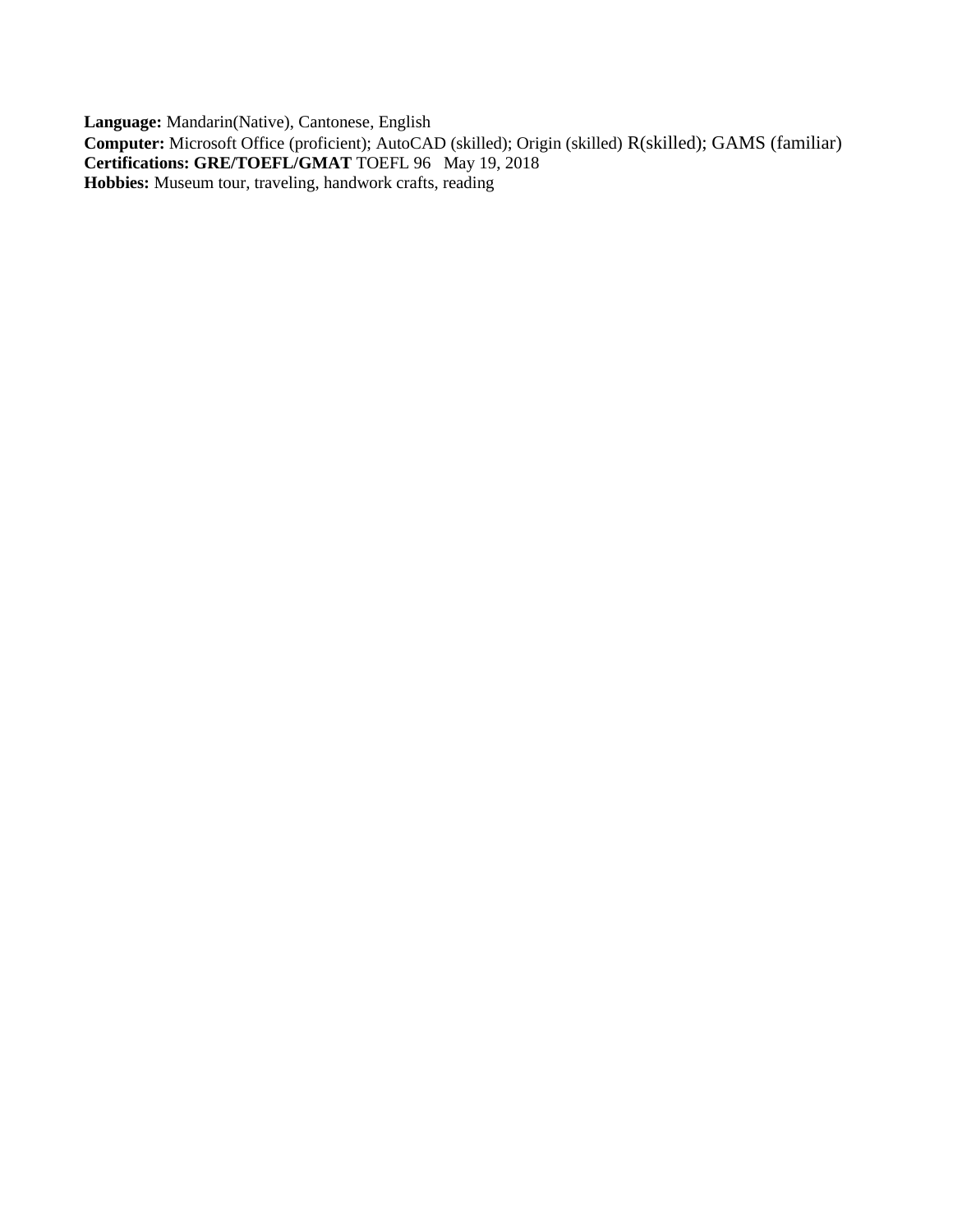**Language:** Mandarin(Native), Cantonese, English  
**Computer:** Microsoft Office (proficient); AutoCAD (skilled); Origin (skilled) R(skilled); GAMS (familiar)  
**Certifications: GRE/TOEFL/GMAT** TOEFL 96 May 19, 2018  
**Hobbies:** Museum tour, traveling, handwork crafts, reading